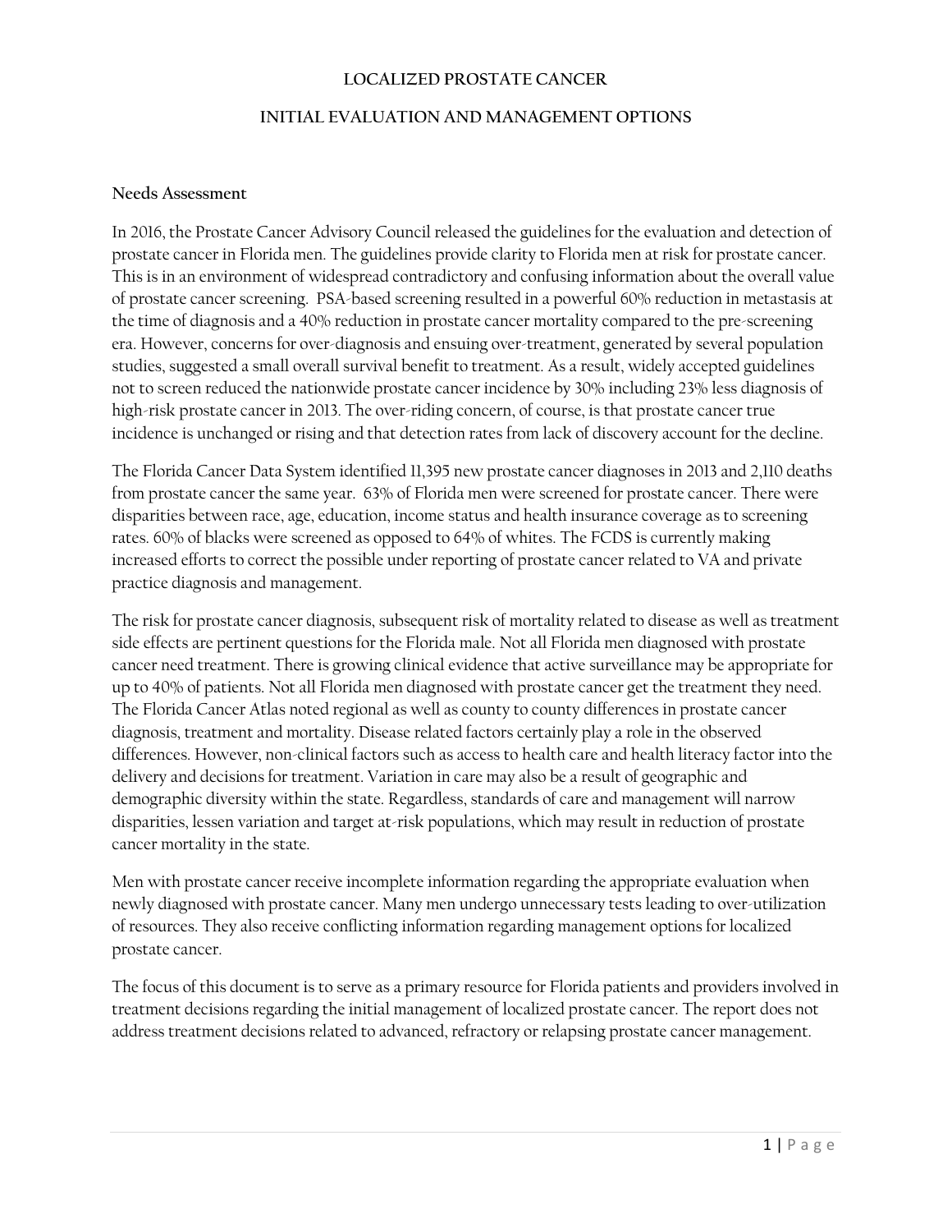# LOCALIZED PROSTATE CANCER

## INITIAL EVALUATION AND MANAGEMENT OPTIONS

### Needs Assessment

In 2016, the Prostate Cancer Advisory Council released the guidelines for the evaluation and detection of prostate cancer in Florida men. The guidelines provide clarity to Florida men at risk for prostate cancer. This is in an environment of widespread contradictory and confusing information about the overall value of prostate cancer screening. PSA-based screening resulted in a powerful 60% reduction in metastasis at the time of diagnosis and a 40% reduction in prostate cancer mortality compared to the pre-screening era. However, concerns for over-diagnosis and ensuing over-treatment, generated by several population studies, suggested a small overall survival benefit to treatment. As a result, widely accepted guidelines not to screen reduced the nationwide prostate cancer incidence by 30% including 23% less diagnosis of high-risk prostate cancer in 2013. The over-riding concern, of course, is that prostate cancer true incidence is unchanged or rising and that detection rates from lack of discovery account for the decline.

The Florida Cancer Data System identified 11,395 new prostate cancer diagnoses in 2013 and 2,110 deaths from prostate cancer the same year. 63% of Florida men were screened for prostate cancer. There were disparities between race, age, education, income status and health insurance coverage as to screening rates. 60% of blacks were screened as opposed to 64% of whites. The FCDS is currently making increased efforts to correct the possible under reporting of prostate cancer related to VA and private practice diagnosis and management.

The risk for prostate cancer diagnosis, subsequent risk of mortality related to disease as well as treatment side effects are pertinent questions for the Florida male. Not all Florida men diagnosed with prostate cancer need treatment. There is growing clinical evidence that active surveillance may be appropriate for up to 40% of patients. Not all Florida men diagnosed with prostate cancer get the treatment they need. The Florida Cancer Atlas noted regional as well as county to county differences in prostate cancer diagnosis, treatment and mortality. Disease related factors certainly play a role in the observed differences. However, non-clinical factors such as access to health care and health literacy factor into the delivery and decisions for treatment. Variation in care may also be a result of geographic and demographic diversity within the state. Regardless, standards of care and management will narrow disparities, lessen variation and target at-risk populations, which may result in reduction of prostate cancer mortality in the state.

Men with prostate cancer receive incomplete information regarding the appropriate evaluation when newly diagnosed with prostate cancer. Many men undergo unnecessary tests leading to over-utilization of resources. They also receive conflicting information regarding management options for localized prostate cancer.

The focus of this document is to serve as a primary resource for Florida patients and providers involved in treatment decisions regarding the initial management of localized prostate cancer. The report does not address treatment decisions related to advanced, refractory or relapsing prostate cancer management.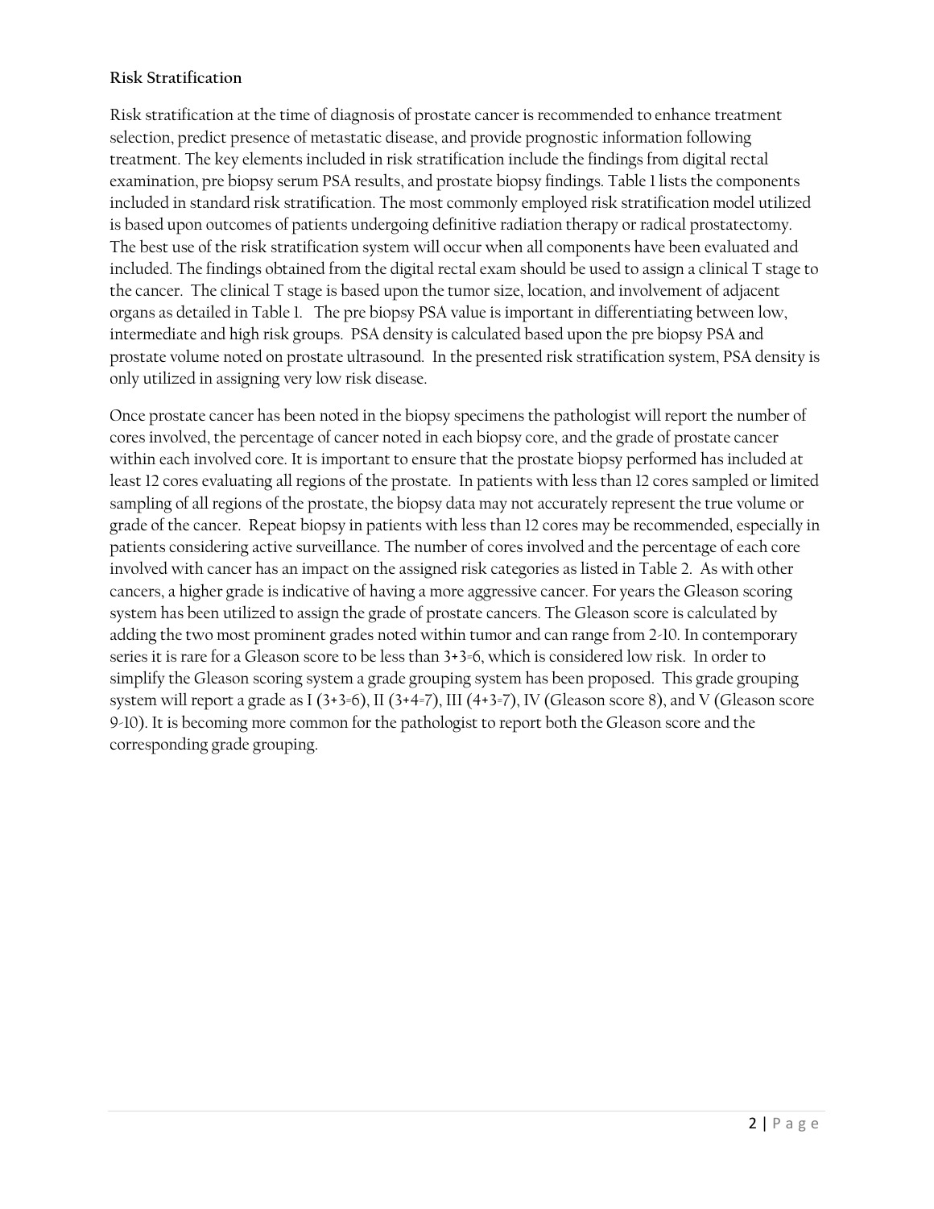**Risk Stratification**

Risk stratification at the time of diagnosis of prostate cancer is recommended to enhance treatment selection, predict presence of metastatic disease, and provide prognostic information following treatment. The key elements included in risk stratification include the findings from digital rectal examination, pre biopsy serum PSA results, and prostate biopsy findings. Table 1 lists the components included in standard risk stratification. The most commonly employed risk stratification model utilized is based upon outcomes of patients undergoing definitive radiation therapy or radical prostatectomy. The best use of the risk stratification system will occur when all components have been evaluated and included. The findings obtained from the digital rectal exam should be used to assign a clinical T stage to the cancer. The clinical T stage is based upon the tumor size, location, and involvement of adjacent organs as detailed in Table 1. The pre biopsy PSA value is important in differentiating between low, intermediate and high risk groups. PSA density is calculated based upon the pre biopsy PSA and prostate volume noted on prostate ultrasound. In the presented risk stratification system, PSA density is only utilized in assigning very low risk disease.

Once prostate cancer has been noted in the biopsy specimens the pathologist will report the number of cores involved, the percentage of cancer noted in each biopsy core, and the grade of prostate cancer within each involved core. It is important to ensure that the prostate biopsy performed has included at least 12 cores evaluating all regions of the prostate. In patients with less than 12 cores sampled or limited sampling of all regions of the prostate, the biopsy data may not accurately represent the true volume or grade of the cancer. Repeat biopsy in patients with less than 12 cores may be recommended, especially in patients considering active surveillance. The number of cores involved and the percentage of each core involved with cancer has an impact on the assigned risk categories as listed in Table 2. As with other cancers, a higher grade is indicative of having a more aggressive cancer. For years the Gleason scoring system has been utilized to assign the grade of prostate cancers. The Gleason score is calculated by adding the two most prominent grades noted within tumor and can range from 2-10. In contemporary series it is rare for a Gleason score to be less than 3+3=6, which is considered low risk. In order to simplify the Gleason scoring system a grade grouping system has been proposed. This grade grouping system will report a grade as I (3+3=6), II (3+4=7), III (4+3=7), IV (Gleason score 8), and V (Gleason score 9-10). It is becoming more common for the pathologist to report both the Gleason score and the corresponding grade grouping.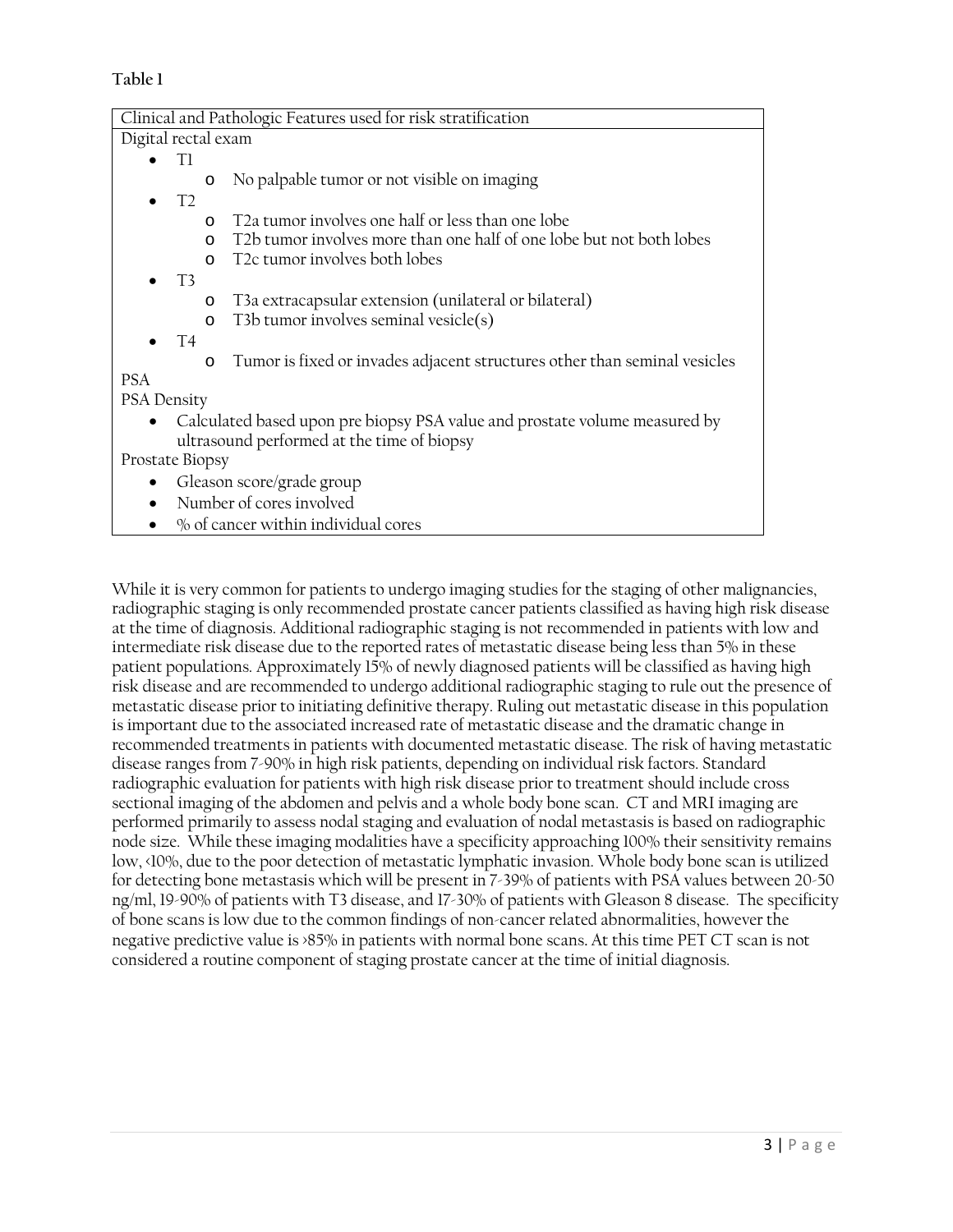**Table 1**

| Clinical and Pathologic Features used for risk stratification |
|---|
| Digital rectal exam<br>• T1<br>  o No palpable tumor or not visible on imaging<br>• T2<br>  o T2a tumor involves one half or less than one lobe<br>  o T2b tumor involves more than one half of one lobe but not both lobes<br>  o T2c tumor involves both lobes<br>• T3<br>  o T3a extracapsular extension (unilateral or bilateral)<br>  o T3b tumor involves seminal vesicle(s)<br>• T4<br>  o Tumor is fixed or invades adjacent structures other than seminal vesicles |
| PSA |
| PSA Density<br>• Calculated based upon pre biopsy PSA value and prostate volume measured by ultrasound performed at the time of biopsy |
| Prostate Biopsy<br>• Gleason score/grade group<br>• Number of cores involved<br>• % of cancer within individual cores |

While it is very common for patients to undergo imaging studies for the staging of other malignancies, radiographic staging is only recommended prostate cancer patients classified as having high risk disease at the time of diagnosis. Additional radiographic staging is not recommended in patients with low and intermediate risk disease due to the reported rates of metastatic disease being less than 5% in these patient populations. Approximately 15% of newly diagnosed patients will be classified as having high risk disease and are recommended to undergo additional radiographic staging to rule out the presence of metastatic disease prior to initiating definitive therapy. Ruling out metastatic disease in this population is important due to the associated increased rate of metastatic disease and the dramatic change in recommended treatments in patients with documented metastatic disease. The risk of having metastatic disease ranges from 7-90% in high risk patients, depending on individual risk factors. Standard radiographic evaluation for patients with high risk disease prior to treatment should include cross sectional imaging of the abdomen and pelvis and a whole body bone scan. CT and MRI imaging are performed primarily to assess nodal staging and evaluation of nodal metastasis is based on radiographic node size. While these imaging modalities have a specificity approaching 100% their sensitivity remains low, <10%, due to the poor detection of metastatic lymphatic invasion. Whole body bone scan is utilized for detecting bone metastasis which will be present in 7-39% of patients with PSA values between 20-50 ng/ml, 19-90% of patients with T3 disease, and 17-30% of patients with Gleason 8 disease. The specificity of bone scans is low due to the common findings of non-cancer related abnormalities, however the negative predictive value is >85% in patients with normal bone scans. At this time PET CT scan is not considered a routine component of staging prostate cancer at the time of initial diagnosis.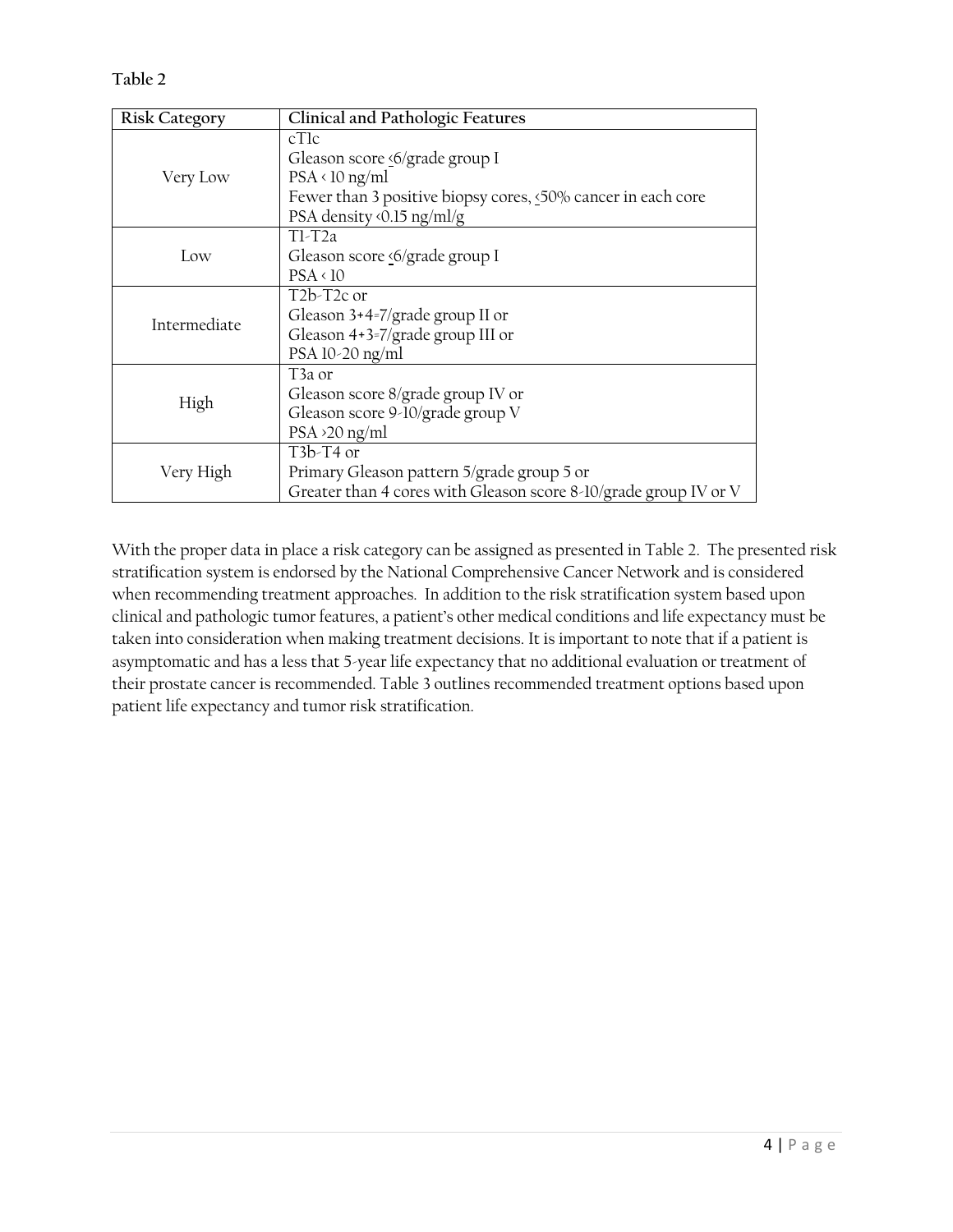**Table 2**

| Risk Category | Clinical and Pathologic Features |
|---|---|
| Very Low | cT1c<br>Gleason score ≤6/grade group I<br>PSA < 10 ng/ml<br>Fewer than 3 positive biopsy cores, ≤50% cancer in each core<br>PSA density <0.15 ng/ml/g |
| Low | T1-T2a<br>Gleason score ≤6/grade group I<br>PSA < 10 |
| Intermediate | T2b-T2c or<br>Gleason 3+4=7/grade group II or<br>Gleason 4+3=7/grade group III or<br>PSA 10-20 ng/ml |
| High | T3a or<br>Gleason score 8/grade group IV or<br>Gleason score 9-10/grade group V<br>PSA >20 ng/ml |
| Very High | T3b-T4 or<br>Primary Gleason pattern 5/grade group 5 or<br>Greater than 4 cores with Gleason score 8-10/grade group IV or V |

With the proper data in place a risk category can be assigned as presented in Table 2. The presented risk stratification system is endorsed by the National Comprehensive Cancer Network and is considered when recommending treatment approaches. In addition to the risk stratification system based upon clinical and pathologic tumor features, a patient's other medical conditions and life expectancy must be taken into consideration when making treatment decisions. It is important to note that if a patient is asymptomatic and has a less that 5-year life expectancy that no additional evaluation or treatment of their prostate cancer is recommended. Table 3 outlines recommended treatment options based upon patient life expectancy and tumor risk stratification.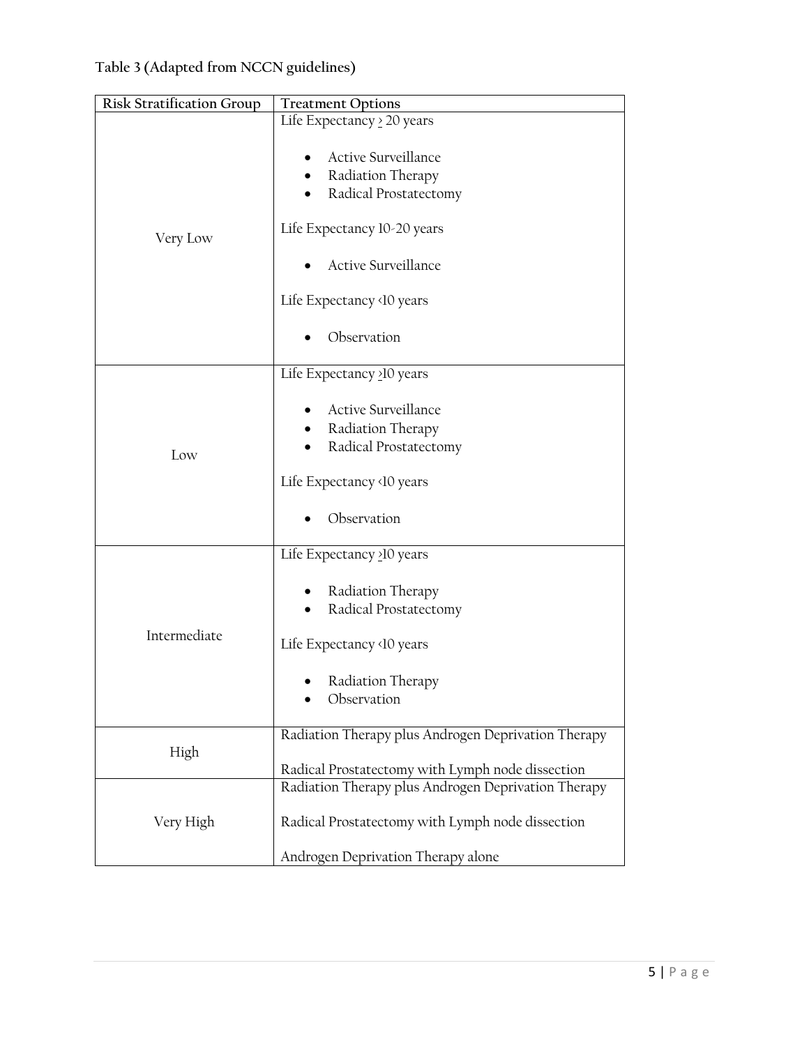**Table 3 (Adapted from NCCN guidelines)**

| Risk Stratification Group | Treatment Options |
| --- | --- |
| Very Low | Life Expectancy ≥ 20 years<br>• Active Surveillance<br>• Radiation Therapy<br>• Radical Prostatectomy<br><br>Life Expectancy 10-20 years<br>• Active Surveillance<br><br>Life Expectancy <10 years<br>• Observation |
| Low | Life Expectancy ≥10 years<br>• Active Surveillance<br>• Radiation Therapy<br>• Radical Prostatectomy<br><br>Life Expectancy <10 years<br>• Observation |
| Intermediate | Life Expectancy ≥10 years<br>• Radiation Therapy<br>• Radical Prostatectomy<br><br>Life Expectancy <10 years<br>• Radiation Therapy<br>• Observation |
| High | Radiation Therapy plus Androgen Deprivation Therapy<br><br>Radical Prostatectomy with Lymph node dissection |
| Very High | Radiation Therapy plus Androgen Deprivation Therapy<br><br>Radical Prostatectomy with Lymph node dissection<br><br>Androgen Deprivation Therapy alone |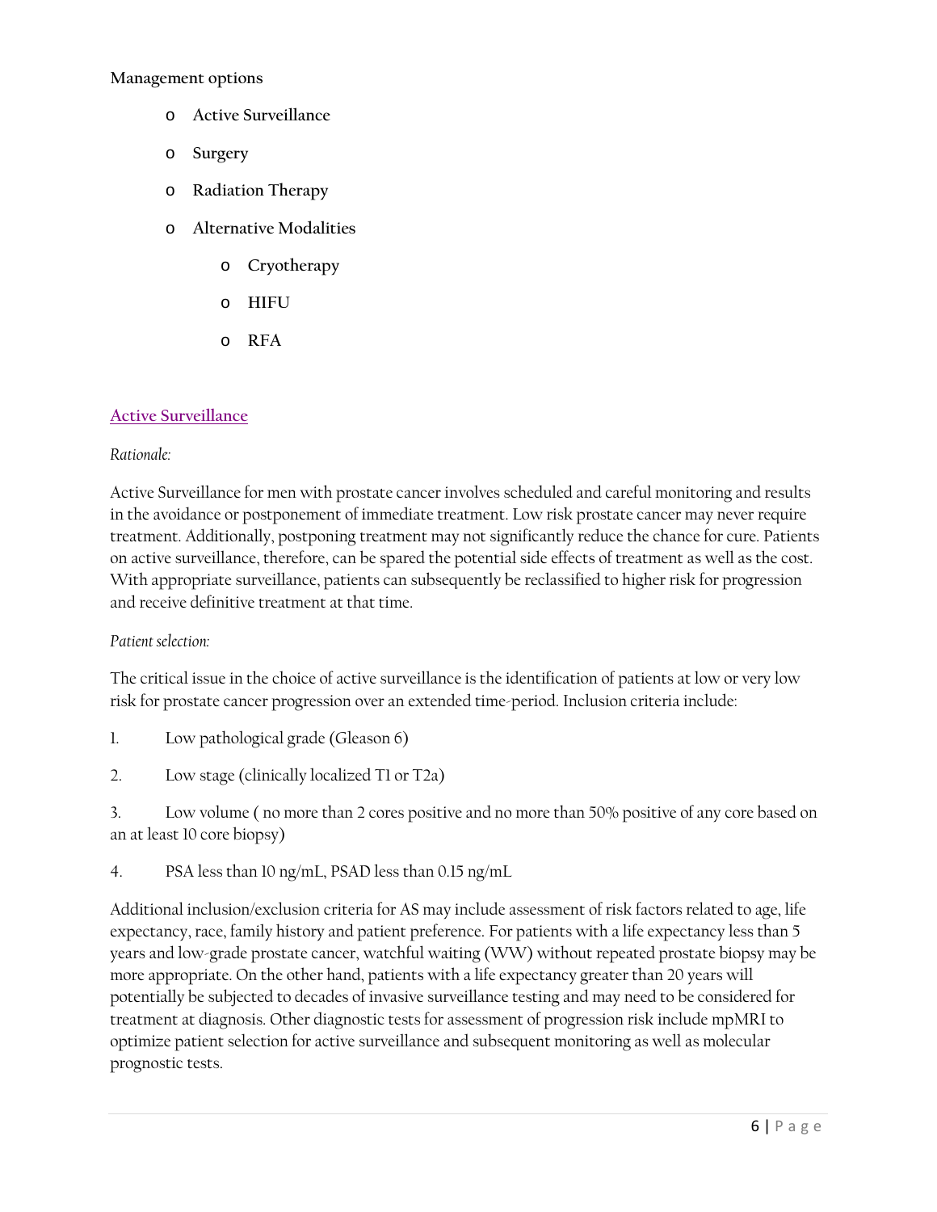**Management options**

- **Active Surveillance**
- **Surgery**
- **Radiation Therapy**
- **Alternative Modalities**
  - **Cryotherapy**
  - **HIFU**
  - **RFA**

## Active Surveillance

*Rationale:*

Active Surveillance for men with prostate cancer involves scheduled and careful monitoring and results in the avoidance or postponement of immediate treatment. Low risk prostate cancer may never require treatment. Additionally, postponing treatment may not significantly reduce the chance for cure. Patients on active surveillance, therefore, can be spared the potential side effects of treatment as well as the cost. With appropriate surveillance, patients can subsequently be reclassified to higher risk for progression and receive definitive treatment at that time.

*Patient selection:*

The critical issue in the choice of active surveillance is the identification of patients at low or very low risk for prostate cancer progression over an extended time-period. Inclusion criteria include:

1. Low pathological grade (Gleason 6)
2. Low stage (clinically localized T1 or T2a)
3. Low volume ( no more than 2 cores positive and no more than 50% positive of any core based on an at least 10 core biopsy)
4. PSA less than 10 ng/mL, PSAD less than 0.15 ng/mL

Additional inclusion/exclusion criteria for AS may include assessment of risk factors related to age, life expectancy, race, family history and patient preference. For patients with a life expectancy less than 5 years and low-grade prostate cancer, watchful waiting (WW) without repeated prostate biopsy may be more appropriate. On the other hand, patients with a life expectancy greater than 20 years will potentially be subjected to decades of invasive surveillance testing and may need to be considered for treatment at diagnosis. Other diagnostic tests for assessment of progression risk include mpMRI to optimize patient selection for active surveillance and subsequent monitoring as well as molecular prognostic tests.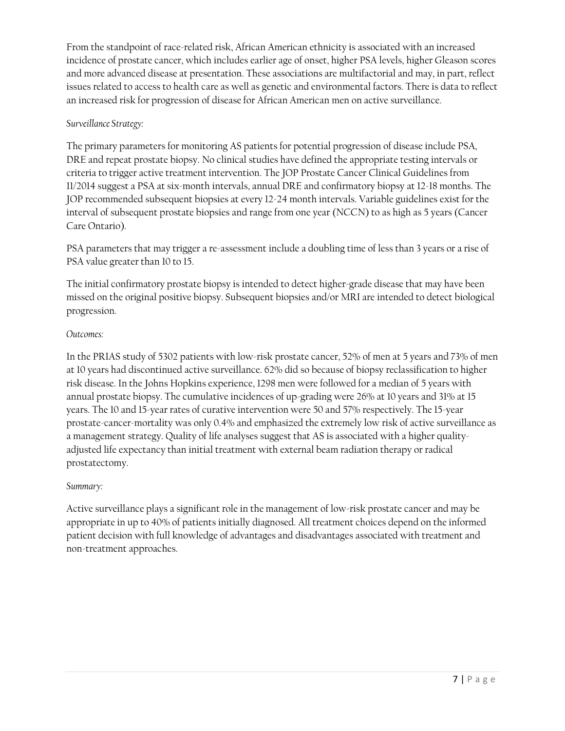From the standpoint of race-related risk, African American ethnicity is associated with an increased incidence of prostate cancer, which includes earlier age of onset, higher PSA levels, higher Gleason scores and more advanced disease at presentation. These associations are multifactorial and may, in part, reflect issues related to access to health care as well as genetic and environmental factors. There is data to reflect an increased risk for progression of disease for African American men on active surveillance.

*Surveillance Strategy:*

The primary parameters for monitoring AS patients for potential progression of disease include PSA, DRE and repeat prostate biopsy. No clinical studies have defined the appropriate testing intervals or criteria to trigger active treatment intervention. The JOP Prostate Cancer Clinical Guidelines from 11/2014 suggest a PSA at six-month intervals, annual DRE and confirmatory biopsy at 12-18 months. The JOP recommended subsequent biopsies at every 12-24 month intervals. Variable guidelines exist for the interval of subsequent prostate biopsies and range from one year (NCCN) to as high as 5 years (Cancer Care Ontario).

PSA parameters that may trigger a re-assessment include a doubling time of less than 3 years or a rise of PSA value greater than 10 to 15.

The initial confirmatory prostate biopsy is intended to detect higher-grade disease that may have been missed on the original positive biopsy. Subsequent biopsies and/or MRI are intended to detect biological progression.

*Outcomes:*

In the PRIAS study of 5302 patients with low-risk prostate cancer, 52% of men at 5 years and 73% of men at 10 years had discontinued active surveillance. 62% did so because of biopsy reclassification to higher risk disease. In the Johns Hopkins experience, 1298 men were followed for a median of 5 years with annual prostate biopsy. The cumulative incidences of up-grading were 26% at 10 years and 31% at 15 years. The 10 and 15-year rates of curative intervention were 50 and 57% respectively. The 15-year prostate-cancer-mortality was only 0.4% and emphasized the extremely low risk of active surveillance as a management strategy. Quality of life analyses suggest that AS is associated with a higher quality-adjusted life expectancy than initial treatment with external beam radiation therapy or radical prostatectomy.

*Summary:*

Active surveillance plays a significant role in the management of low-risk prostate cancer and may be appropriate in up to 40% of patients initially diagnosed. All treatment choices depend on the informed patient decision with full knowledge of advantages and disadvantages associated with treatment and non-treatment approaches.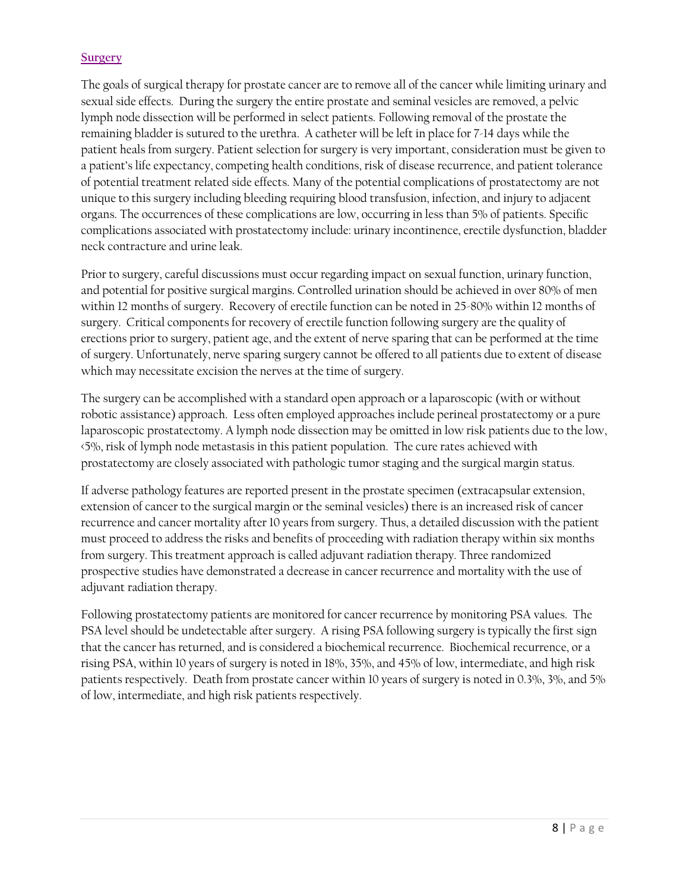## Surgery

The goals of surgical therapy for prostate cancer are to remove all of the cancer while limiting urinary and sexual side effects. During the surgery the entire prostate and seminal vesicles are removed, a pelvic lymph node dissection will be performed in select patients. Following removal of the prostate the remaining bladder is sutured to the urethra. A catheter will be left in place for 7-14 days while the patient heals from surgery. Patient selection for surgery is very important, consideration must be given to a patient's life expectancy, competing health conditions, risk of disease recurrence, and patient tolerance of potential treatment related side effects. Many of the potential complications of prostatectomy are not unique to this surgery including bleeding requiring blood transfusion, infection, and injury to adjacent organs. The occurrences of these complications are low, occurring in less than 5% of patients. Specific complications associated with prostatectomy include: urinary incontinence, erectile dysfunction, bladder neck contracture and urine leak.

Prior to surgery, careful discussions must occur regarding impact on sexual function, urinary function, and potential for positive surgical margins. Controlled urination should be achieved in over 80% of men within 12 months of surgery. Recovery of erectile function can be noted in 25-80% within 12 months of surgery. Critical components for recovery of erectile function following surgery are the quality of erections prior to surgery, patient age, and the extent of nerve sparing that can be performed at the time of surgery. Unfortunately, nerve sparing surgery cannot be offered to all patients due to extent of disease which may necessitate excision the nerves at the time of surgery.

The surgery can be accomplished with a standard open approach or a laparoscopic (with or without robotic assistance) approach. Less often employed approaches include perineal prostatectomy or a pure laparoscopic prostatectomy. A lymph node dissection may be omitted in low risk patients due to the low, <5%, risk of lymph node metastasis in this patient population. The cure rates achieved with prostatectomy are closely associated with pathologic tumor staging and the surgical margin status.

If adverse pathology features are reported present in the prostate specimen (extracapsular extension, extension of cancer to the surgical margin or the seminal vesicles) there is an increased risk of cancer recurrence and cancer mortality after 10 years from surgery. Thus, a detailed discussion with the patient must proceed to address the risks and benefits of proceeding with radiation therapy within six months from surgery. This treatment approach is called adjuvant radiation therapy. Three randomized prospective studies have demonstrated a decrease in cancer recurrence and mortality with the use of adjuvant radiation therapy.

Following prostatectomy patients are monitored for cancer recurrence by monitoring PSA values. The PSA level should be undetectable after surgery. A rising PSA following surgery is typically the first sign that the cancer has returned, and is considered a biochemical recurrence. Biochemical recurrence, or a rising PSA, within 10 years of surgery is noted in 18%, 35%, and 45% of low, intermediate, and high risk patients respectively. Death from prostate cancer within 10 years of surgery is noted in 0.3%, 3%, and 5% of low, intermediate, and high risk patients respectively.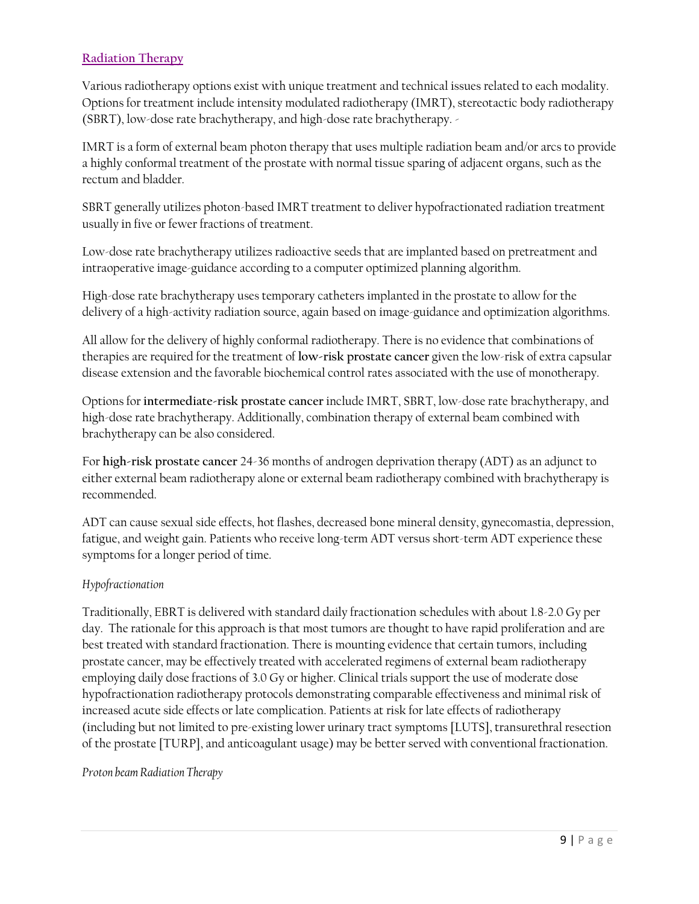## Radiation Therapy

Various radiotherapy options exist with unique treatment and technical issues related to each modality. Options for treatment include intensity modulated radiotherapy (IMRT), stereotactic body radiotherapy (SBRT), low-dose rate brachytherapy, and high-dose rate brachytherapy. -

IMRT is a form of external beam photon therapy that uses multiple radiation beam and/or arcs to provide a highly conformal treatment of the prostate with normal tissue sparing of adjacent organs, such as the rectum and bladder.

SBRT generally utilizes photon-based IMRT treatment to deliver hypofractionated radiation treatment usually in five or fewer fractions of treatment.

Low-dose rate brachytherapy utilizes radioactive seeds that are implanted based on pretreatment and intraoperative image-guidance according to a computer optimized planning algorithm.

High-dose rate brachytherapy uses temporary catheters implanted in the prostate to allow for the delivery of a high-activity radiation source, again based on image-guidance and optimization algorithms.

All allow for the delivery of highly conformal radiotherapy. There is no evidence that combinations of therapies are required for the treatment of **low-risk prostate cancer** given the low-risk of extra capsular disease extension and the favorable biochemical control rates associated with the use of monotherapy.

Options for **intermediate-risk prostate cancer** include IMRT, SBRT, low-dose rate brachytherapy, and high-dose rate brachytherapy. Additionally, combination therapy of external beam combined with brachytherapy can be also considered.

For **high-risk prostate cancer** 24-36 months of androgen deprivation therapy (ADT) as an adjunct to either external beam radiotherapy alone or external beam radiotherapy combined with brachytherapy is recommended.

ADT can cause sexual side effects, hot flashes, decreased bone mineral density, gynecomastia, depression, fatigue, and weight gain. Patients who receive long-term ADT versus short-term ADT experience these symptoms for a longer period of time.

### *Hypofractionation*

Traditionally, EBRT is delivered with standard daily fractionation schedules with about 1.8-2.0 Gy per day. The rationale for this approach is that most tumors are thought to have rapid proliferation and are best treated with standard fractionation. There is mounting evidence that certain tumors, including prostate cancer, may be effectively treated with accelerated regimens of external beam radiotherapy employing daily dose fractions of 3.0 Gy or higher. Clinical trials support the use of moderate dose hypofractionation radiotherapy protocols demonstrating comparable effectiveness and minimal risk of increased acute side effects or late complication. Patients at risk for late effects of radiotherapy (including but not limited to pre-existing lower urinary tract symptoms [LUTS], transurethral resection of the prostate [TURP], and anticoagulant usage) may be better served with conventional fractionation.

### *Proton beam Radiation Therapy*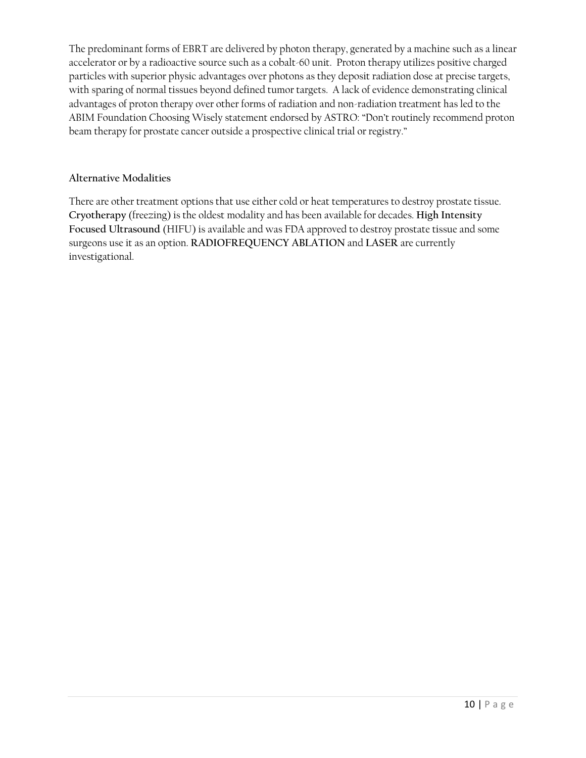The predominant forms of EBRT are delivered by photon therapy, generated by a machine such as a linear accelerator or by a radioactive source such as a cobalt-60 unit. Proton therapy utilizes positive charged particles with superior physic advantages over photons as they deposit radiation dose at precise targets, with sparing of normal tissues beyond defined tumor targets. A lack of evidence demonstrating clinical advantages of proton therapy over other forms of radiation and non-radiation treatment has led to the ABIM Foundation Choosing Wisely statement endorsed by ASTRO: "Don't routinely recommend proton beam therapy for prostate cancer outside a prospective clinical trial or registry."

### Alternative Modalities

There are other treatment options that use either cold or heat temperatures to destroy prostate tissue. **Cryotherapy** (freezing) is the oldest modality and has been available for decades. **High Intensity Focused Ultrasound** (HIFU) is available and was FDA approved to destroy prostate tissue and some surgeons use it as an option. **RADIOFREQUENCY ABLATION** and **LASER** are currently investigational.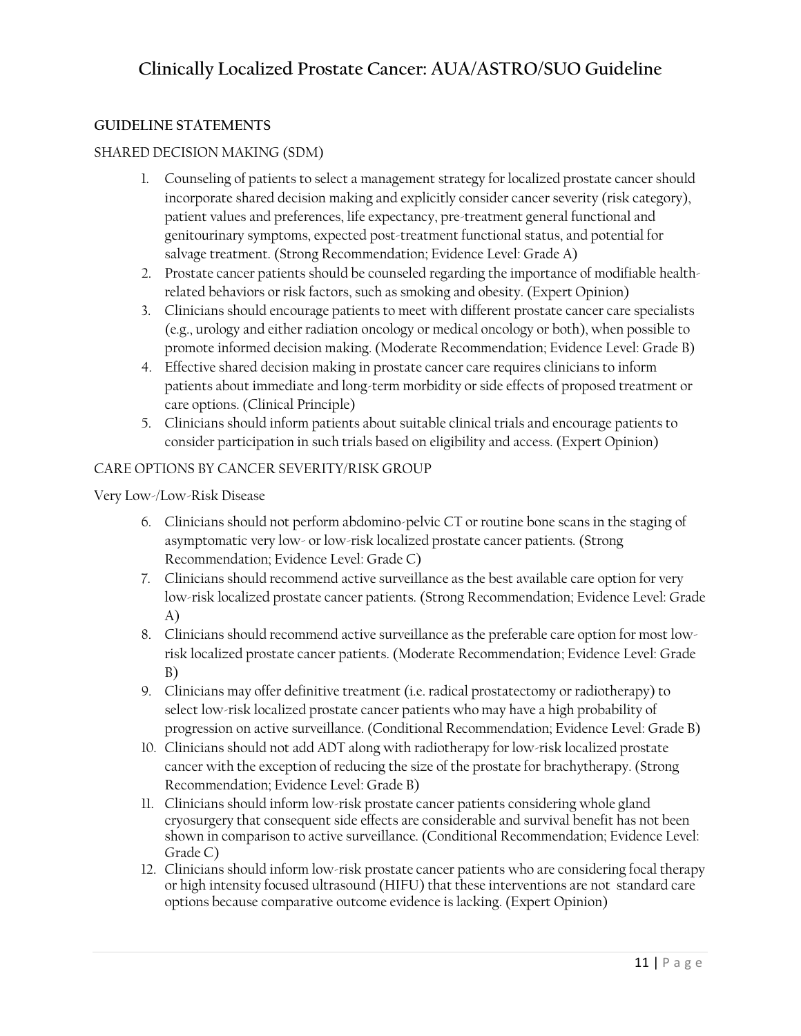## GUIDELINE STATEMENTS

### SHARED DECISION MAKING (SDM)

1. Counseling of patients to select a management strategy for localized prostate cancer should incorporate shared decision making and explicitly consider cancer severity (risk category), patient values and preferences, life expectancy, pre-treatment general functional and genitourinary symptoms, expected post-treatment functional status, and potential for salvage treatment. (Strong Recommendation; Evidence Level: Grade A)
2. Prostate cancer patients should be counseled regarding the importance of modifiable health-related behaviors or risk factors, such as smoking and obesity. (Expert Opinion)
3. Clinicians should encourage patients to meet with different prostate cancer care specialists (e.g., urology and either radiation oncology or medical oncology or both), when possible to promote informed decision making. (Moderate Recommendation; Evidence Level: Grade B)
4. Effective shared decision making in prostate cancer care requires clinicians to inform patients about immediate and long-term morbidity or side effects of proposed treatment or care options. (Clinical Principle)
5. Clinicians should inform patients about suitable clinical trials and encourage patients to consider participation in such trials based on eligibility and access. (Expert Opinion)

### CARE OPTIONS BY CANCER SEVERITY/RISK GROUP

#### Very Low-/Low-Risk Disease

6. Clinicians should not perform abdomino-pelvic CT or routine bone scans in the staging of asymptomatic very low- or low-risk localized prostate cancer patients. (Strong Recommendation; Evidence Level: Grade C)
7. Clinicians should recommend active surveillance as the best available care option for very low-risk localized prostate cancer patients. (Strong Recommendation; Evidence Level: Grade A)
8. Clinicians should recommend active surveillance as the preferable care option for most low-risk localized prostate cancer patients. (Moderate Recommendation; Evidence Level: Grade B)
9. Clinicians may offer definitive treatment (i.e. radical prostatectomy or radiotherapy) to select low-risk localized prostate cancer patients who may have a high probability of progression on active surveillance. (Conditional Recommendation; Evidence Level: Grade B)
10. Clinicians should not add ADT along with radiotherapy for low-risk localized prostate cancer with the exception of reducing the size of the prostate for brachytherapy. (Strong Recommendation; Evidence Level: Grade B)
11. Clinicians should inform low-risk prostate cancer patients considering whole gland cryosurgery that consequent side effects are considerable and survival benefit has not been shown in comparison to active surveillance. (Conditional Recommendation; Evidence Level: Grade C)
12. Clinicians should inform low-risk prostate cancer patients who are considering focal therapy or high intensity focused ultrasound (HIFU) that these interventions are not standard care options because comparative outcome evidence is lacking. (Expert Opinion)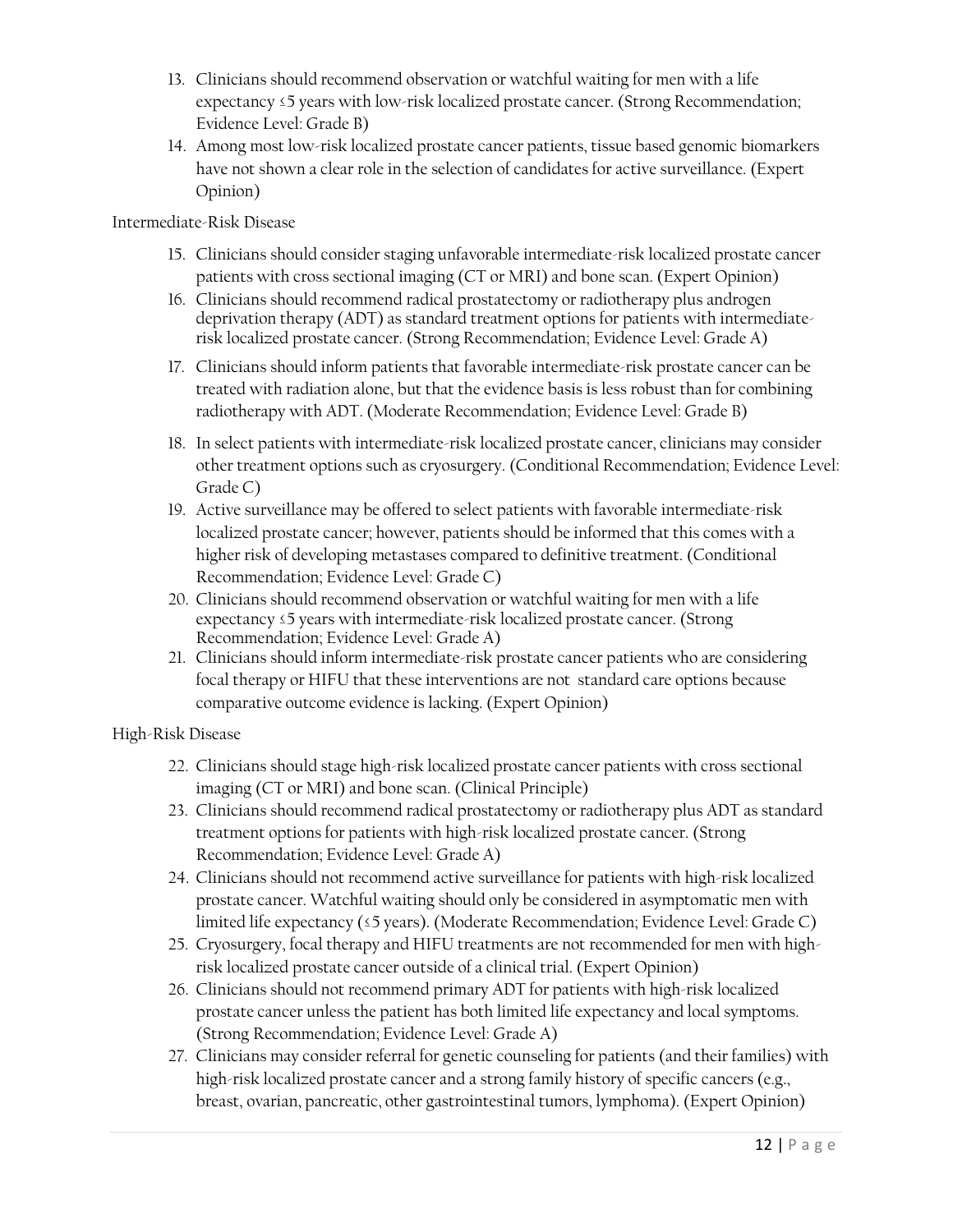13. Clinicians should recommend observation or watchful waiting for men with a life expectancy ≤5 years with low-risk localized prostate cancer. (Strong Recommendation; Evidence Level: Grade B)
14. Among most low-risk localized prostate cancer patients, tissue based genomic biomarkers have not shown a clear role in the selection of candidates for active surveillance. (Expert Opinion)

Intermediate-Risk Disease

15. Clinicians should consider staging unfavorable intermediate-risk localized prostate cancer patients with cross sectional imaging (CT or MRI) and bone scan. (Expert Opinion)
16. Clinicians should recommend radical prostatectomy or radiotherapy plus androgen deprivation therapy (ADT) as standard treatment options for patients with intermediate-risk localized prostate cancer. (Strong Recommendation; Evidence Level: Grade A)
17. Clinicians should inform patients that favorable intermediate-risk prostate cancer can be treated with radiation alone, but that the evidence basis is less robust than for combining radiotherapy with ADT. (Moderate Recommendation; Evidence Level: Grade B)
18. In select patients with intermediate-risk localized prostate cancer, clinicians may consider other treatment options such as cryosurgery. (Conditional Recommendation; Evidence Level: Grade C)
19. Active surveillance may be offered to select patients with favorable intermediate-risk localized prostate cancer; however, patients should be informed that this comes with a higher risk of developing metastases compared to definitive treatment. (Conditional Recommendation; Evidence Level: Grade C)
20. Clinicians should recommend observation or watchful waiting for men with a life expectancy ≤5 years with intermediate-risk localized prostate cancer. (Strong Recommendation; Evidence Level: Grade A)
21. Clinicians should inform intermediate-risk prostate cancer patients who are considering focal therapy or HIFU that these interventions are not standard care options because comparative outcome evidence is lacking. (Expert Opinion)

High-Risk Disease

22. Clinicians should stage high-risk localized prostate cancer patients with cross sectional imaging (CT or MRI) and bone scan. (Clinical Principle)
23. Clinicians should recommend radical prostatectomy or radiotherapy plus ADT as standard treatment options for patients with high-risk localized prostate cancer. (Strong Recommendation; Evidence Level: Grade A)
24. Clinicians should not recommend active surveillance for patients with high-risk localized prostate cancer. Watchful waiting should only be considered in asymptomatic men with limited life expectancy (≤5 years). (Moderate Recommendation; Evidence Level: Grade C)
25. Cryosurgery, focal therapy and HIFU treatments are not recommended for men with high-risk localized prostate cancer outside of a clinical trial. (Expert Opinion)
26. Clinicians should not recommend primary ADT for patients with high-risk localized prostate cancer unless the patient has both limited life expectancy and local symptoms. (Strong Recommendation; Evidence Level: Grade A)
27. Clinicians may consider referral for genetic counseling for patients (and their families) with high-risk localized prostate cancer and a strong family history of specific cancers (e.g., breast, ovarian, pancreatic, other gastrointestinal tumors, lymphoma). (Expert Opinion)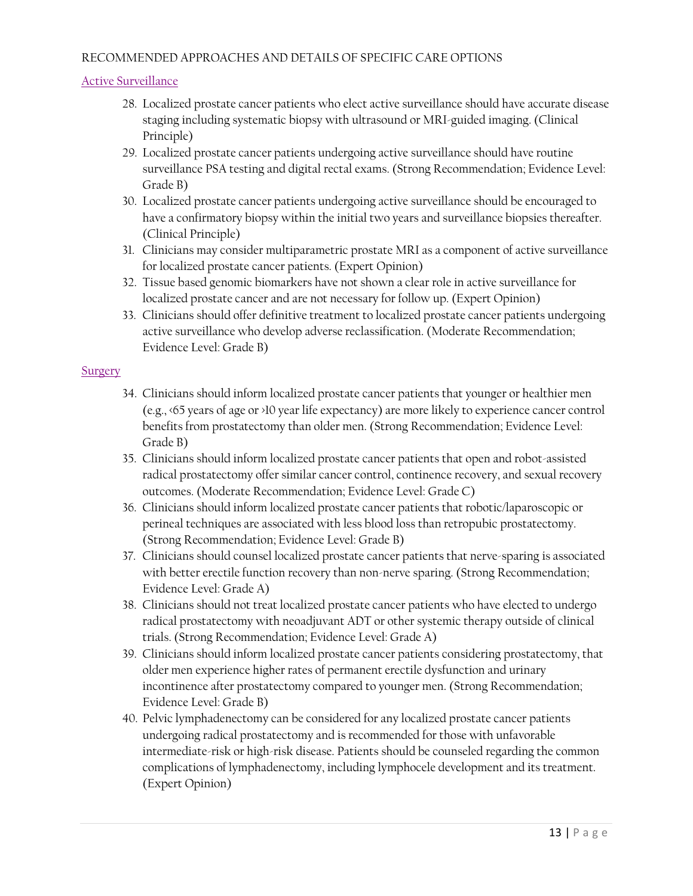RECOMMENDED APPROACHES AND DETAILS OF SPECIFIC CARE OPTIONS

## Active Surveillance

28. Localized prostate cancer patients who elect active surveillance should have accurate disease staging including systematic biopsy with ultrasound or MRI-guided imaging. (Clinical Principle)
29. Localized prostate cancer patients undergoing active surveillance should have routine surveillance PSA testing and digital rectal exams. (Strong Recommendation; Evidence Level: Grade B)
30. Localized prostate cancer patients undergoing active surveillance should be encouraged to have a confirmatory biopsy within the initial two years and surveillance biopsies thereafter. (Clinical Principle)
31. Clinicians may consider multiparametric prostate MRI as a component of active surveillance for localized prostate cancer patients. (Expert Opinion)
32. Tissue based genomic biomarkers have not shown a clear role in active surveillance for localized prostate cancer and are not necessary for follow up. (Expert Opinion)
33. Clinicians should offer definitive treatment to localized prostate cancer patients undergoing active surveillance who develop adverse reclassification. (Moderate Recommendation; Evidence Level: Grade B)

## Surgery

34. Clinicians should inform localized prostate cancer patients that younger or healthier men (e.g., <65 years of age or >10 year life expectancy) are more likely to experience cancer control benefits from prostatectomy than older men. (Strong Recommendation; Evidence Level: Grade B)
35. Clinicians should inform localized prostate cancer patients that open and robot-assisted radical prostatectomy offer similar cancer control, continence recovery, and sexual recovery outcomes. (Moderate Recommendation; Evidence Level: Grade C)
36. Clinicians should inform localized prostate cancer patients that robotic/laparoscopic or perineal techniques are associated with less blood loss than retropubic prostatectomy. (Strong Recommendation; Evidence Level: Grade B)
37. Clinicians should counsel localized prostate cancer patients that nerve-sparing is associated with better erectile function recovery than non-nerve sparing. (Strong Recommendation; Evidence Level: Grade A)
38. Clinicians should not treat localized prostate cancer patients who have elected to undergo radical prostatectomy with neoadjuvant ADT or other systemic therapy outside of clinical trials. (Strong Recommendation; Evidence Level: Grade A)
39. Clinicians should inform localized prostate cancer patients considering prostatectomy, that older men experience higher rates of permanent erectile dysfunction and urinary incontinence after prostatectomy compared to younger men. (Strong Recommendation; Evidence Level: Grade B)
40. Pelvic lymphadenectomy can be considered for any localized prostate cancer patients undergoing radical prostatectomy and is recommended for those with unfavorable intermediate-risk or high-risk disease. Patients should be counseled regarding the common complications of lymphadenectomy, including lymphocele development and its treatment. (Expert Opinion)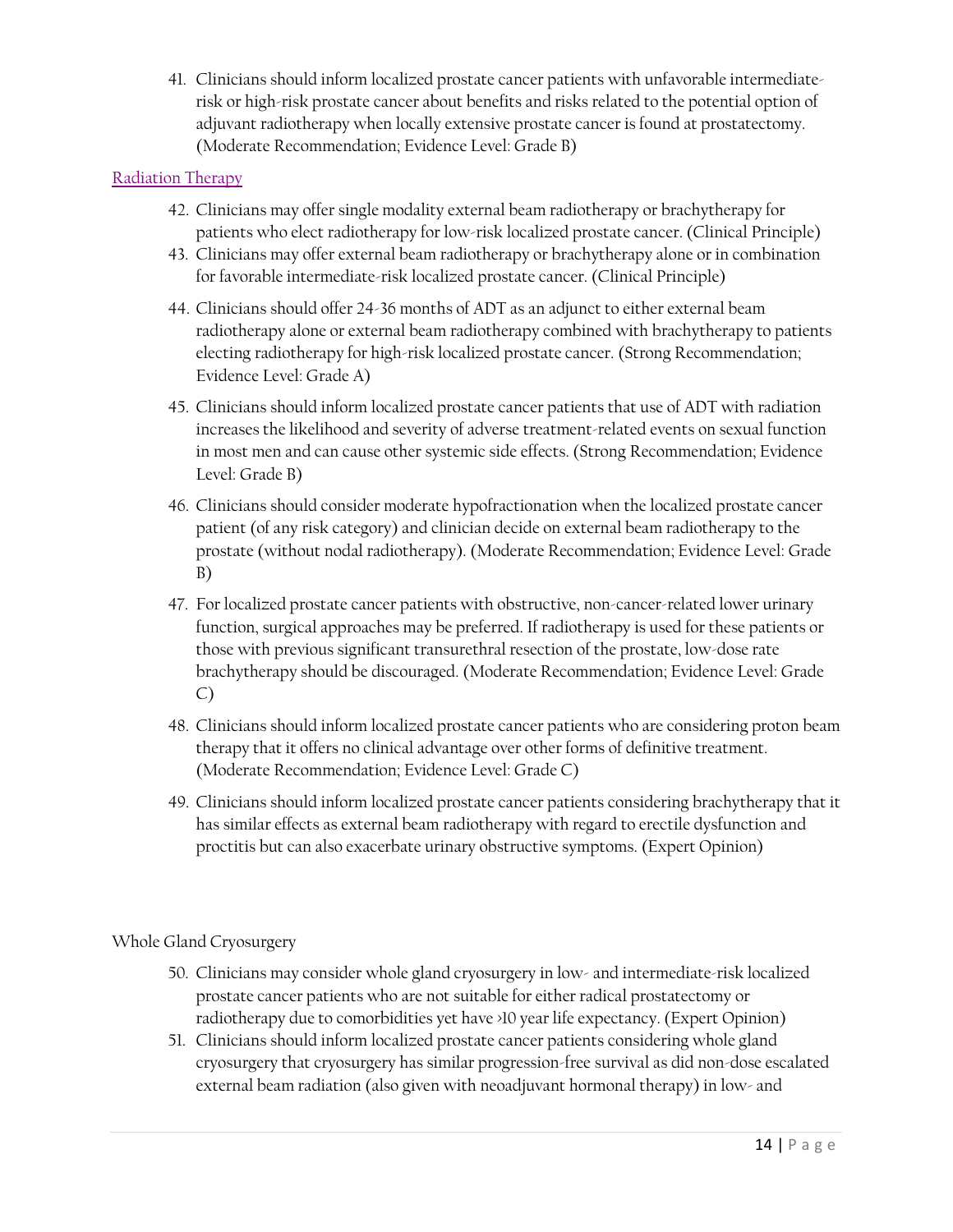41. Clinicians should inform localized prostate cancer patients with unfavorable intermediate-risk or high-risk prostate cancer about benefits and risks related to the potential option of adjuvant radiotherapy when locally extensive prostate cancer is found at prostatectomy. (Moderate Recommendation; Evidence Level: Grade B)

## Radiation Therapy

42. Clinicians may offer single modality external beam radiotherapy or brachytherapy for patients who elect radiotherapy for low-risk localized prostate cancer. (Clinical Principle)
43. Clinicians may offer external beam radiotherapy or brachytherapy alone or in combination for favorable intermediate-risk localized prostate cancer. (Clinical Principle)
44. Clinicians should offer 24-36 months of ADT as an adjunct to either external beam radiotherapy alone or external beam radiotherapy combined with brachytherapy to patients electing radiotherapy for high-risk localized prostate cancer. (Strong Recommendation; Evidence Level: Grade A)
45. Clinicians should inform localized prostate cancer patients that use of ADT with radiation increases the likelihood and severity of adverse treatment-related events on sexual function in most men and can cause other systemic side effects. (Strong Recommendation; Evidence Level: Grade B)
46. Clinicians should consider moderate hypofractionation when the localized prostate cancer patient (of any risk category) and clinician decide on external beam radiotherapy to the prostate (without nodal radiotherapy). (Moderate Recommendation; Evidence Level: Grade B)
47. For localized prostate cancer patients with obstructive, non-cancer-related lower urinary function, surgical approaches may be preferred. If radiotherapy is used for these patients or those with previous significant transurethral resection of the prostate, low-dose rate brachytherapy should be discouraged. (Moderate Recommendation; Evidence Level: Grade C)
48. Clinicians should inform localized prostate cancer patients who are considering proton beam therapy that it offers no clinical advantage over other forms of definitive treatment. (Moderate Recommendation; Evidence Level: Grade C)
49. Clinicians should inform localized prostate cancer patients considering brachytherapy that it has similar effects as external beam radiotherapy with regard to erectile dysfunction and proctitis but can also exacerbate urinary obstructive symptoms. (Expert Opinion)

## Whole Gland Cryosurgery

50. Clinicians may consider whole gland cryosurgery in low- and intermediate-risk localized prostate cancer patients who are not suitable for either radical prostatectomy or radiotherapy due to comorbidities yet have >10 year life expectancy. (Expert Opinion)
51. Clinicians should inform localized prostate cancer patients considering whole gland cryosurgery that cryosurgery has similar progression-free survival as did non-dose escalated external beam radiation (also given with neoadjuvant hormonal therapy) in low- and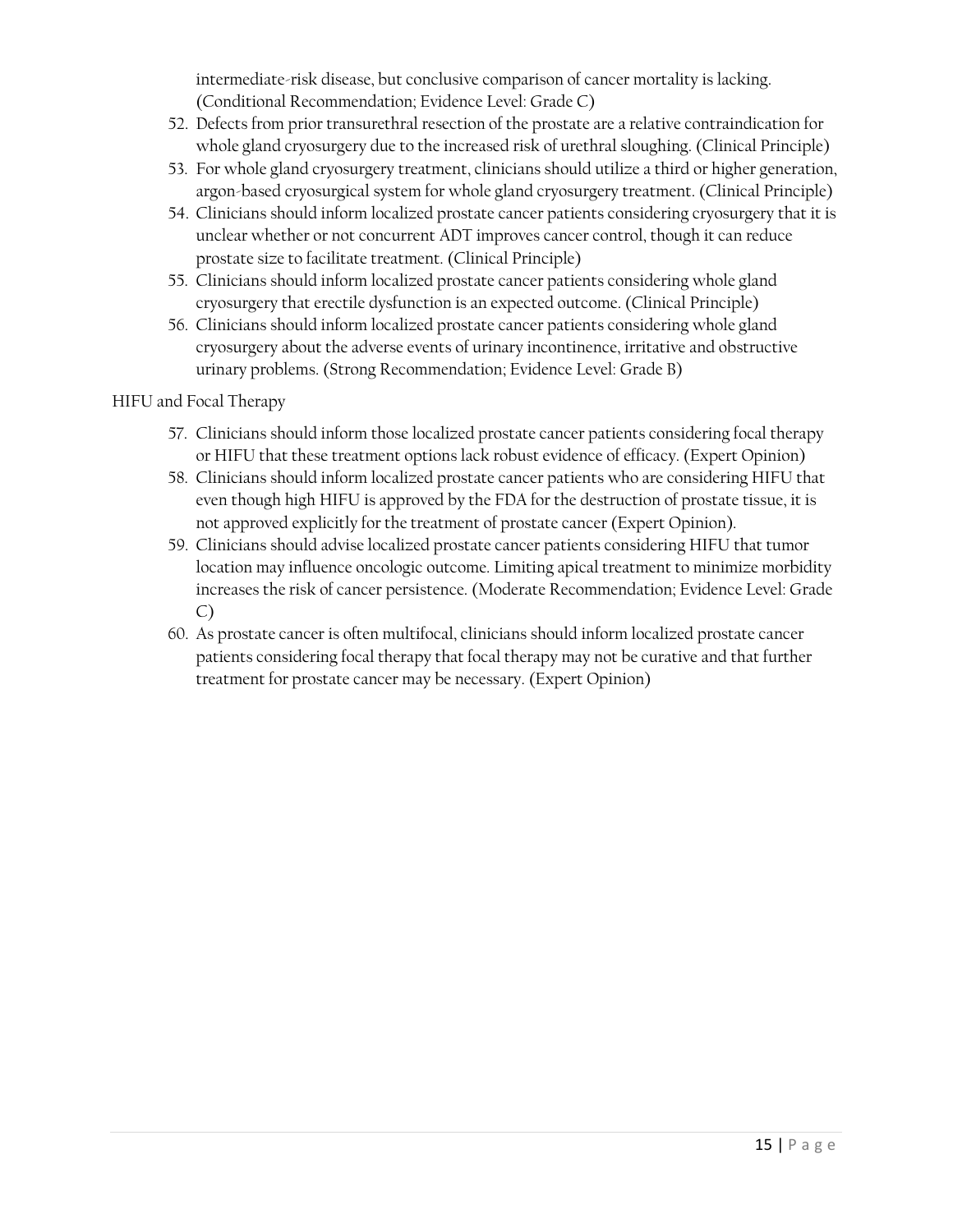intermediate-risk disease, but conclusive comparison of cancer mortality is lacking. (Conditional Recommendation; Evidence Level: Grade C)

52. Defects from prior transurethral resection of the prostate are a relative contraindication for whole gland cryosurgery due to the increased risk of urethral sloughing. (Clinical Principle)
53. For whole gland cryosurgery treatment, clinicians should utilize a third or higher generation, argon-based cryosurgical system for whole gland cryosurgery treatment. (Clinical Principle)
54. Clinicians should inform localized prostate cancer patients considering cryosurgery that it is unclear whether or not concurrent ADT improves cancer control, though it can reduce prostate size to facilitate treatment. (Clinical Principle)
55. Clinicians should inform localized prostate cancer patients considering whole gland cryosurgery that erectile dysfunction is an expected outcome. (Clinical Principle)
56. Clinicians should inform localized prostate cancer patients considering whole gland cryosurgery about the adverse events of urinary incontinence, irritative and obstructive urinary problems. (Strong Recommendation; Evidence Level: Grade B)

HIFU and Focal Therapy

57. Clinicians should inform those localized prostate cancer patients considering focal therapy or HIFU that these treatment options lack robust evidence of efficacy. (Expert Opinion)
58. Clinicians should inform localized prostate cancer patients who are considering HIFU that even though high HIFU is approved by the FDA for the destruction of prostate tissue, it is not approved explicitly for the treatment of prostate cancer (Expert Opinion).
59. Clinicians should advise localized prostate cancer patients considering HIFU that tumor location may influence oncologic outcome. Limiting apical treatment to minimize morbidity increases the risk of cancer persistence. (Moderate Recommendation; Evidence Level: Grade C)
60. As prostate cancer is often multifocal, clinicians should inform localized prostate cancer patients considering focal therapy that focal therapy may not be curative and that further treatment for prostate cancer may be necessary. (Expert Opinion)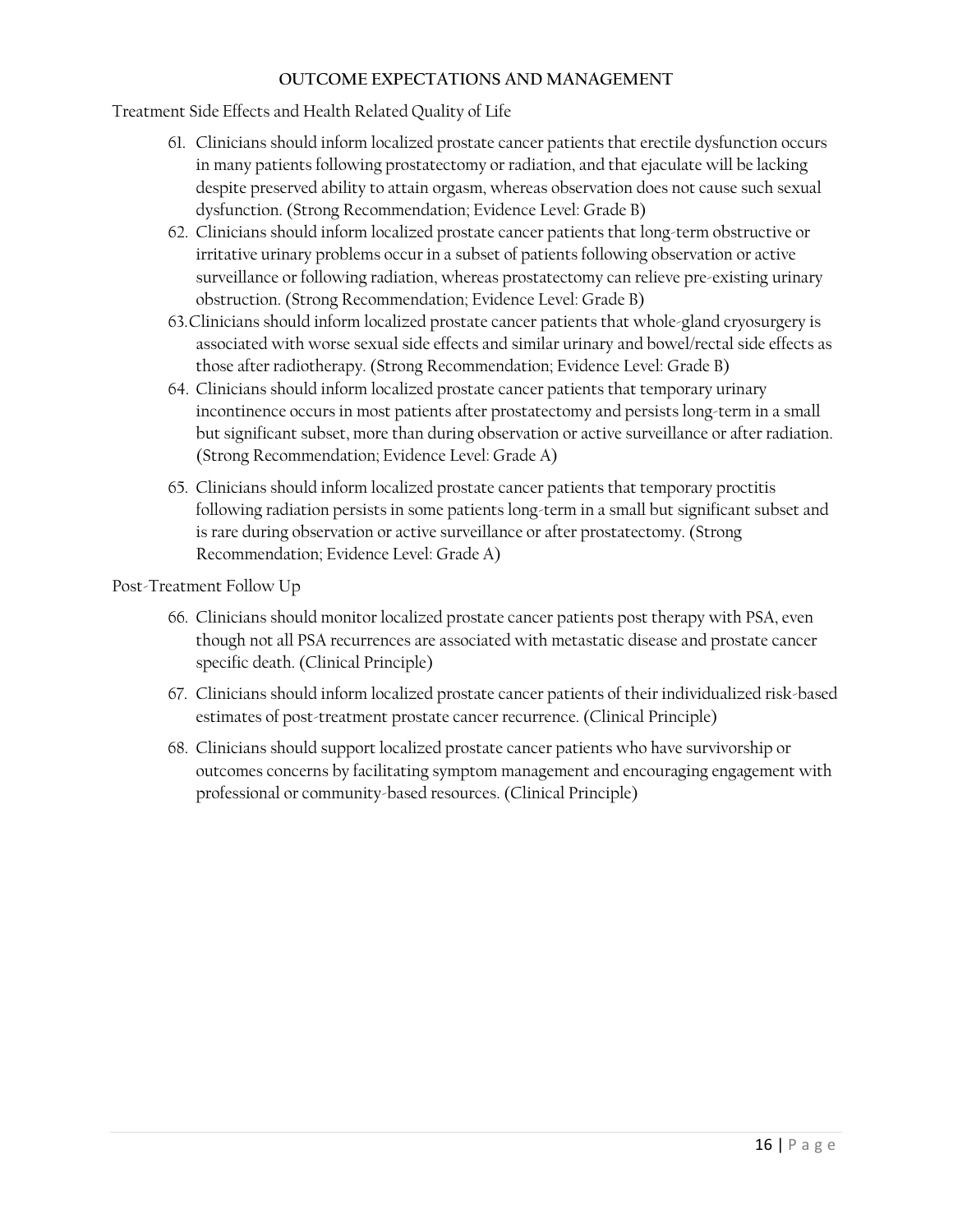## OUTCOME EXPECTATIONS AND MANAGEMENT

Treatment Side Effects and Health Related Quality of Life

61. Clinicians should inform localized prostate cancer patients that erectile dysfunction occurs in many patients following prostatectomy or radiation, and that ejaculate will be lacking despite preserved ability to attain orgasm, whereas observation does not cause such sexual dysfunction. (Strong Recommendation; Evidence Level: Grade B)
62. Clinicians should inform localized prostate cancer patients that long-term obstructive or irritative urinary problems occur in a subset of patients following observation or active surveillance or following radiation, whereas prostatectomy can relieve pre-existing urinary obstruction. (Strong Recommendation; Evidence Level: Grade B)
63. Clinicians should inform localized prostate cancer patients that whole-gland cryosurgery is associated with worse sexual side effects and similar urinary and bowel/rectal side effects as those after radiotherapy. (Strong Recommendation; Evidence Level: Grade B)
64. Clinicians should inform localized prostate cancer patients that temporary urinary incontinence occurs in most patients after prostatectomy and persists long-term in a small but significant subset, more than during observation or active surveillance or after radiation. (Strong Recommendation; Evidence Level: Grade A)
65. Clinicians should inform localized prostate cancer patients that temporary proctitis following radiation persists in some patients long-term in a small but significant subset and is rare during observation or active surveillance or after prostatectomy. (Strong Recommendation; Evidence Level: Grade A)

Post-Treatment Follow Up

66. Clinicians should monitor localized prostate cancer patients post therapy with PSA, even though not all PSA recurrences are associated with metastatic disease and prostate cancer specific death. (Clinical Principle)
67. Clinicians should inform localized prostate cancer patients of their individualized risk-based estimates of post-treatment prostate cancer recurrence. (Clinical Principle)
68. Clinicians should support localized prostate cancer patients who have survivorship or outcomes concerns by facilitating symptom management and encouraging engagement with professional or community-based resources. (Clinical Principle)